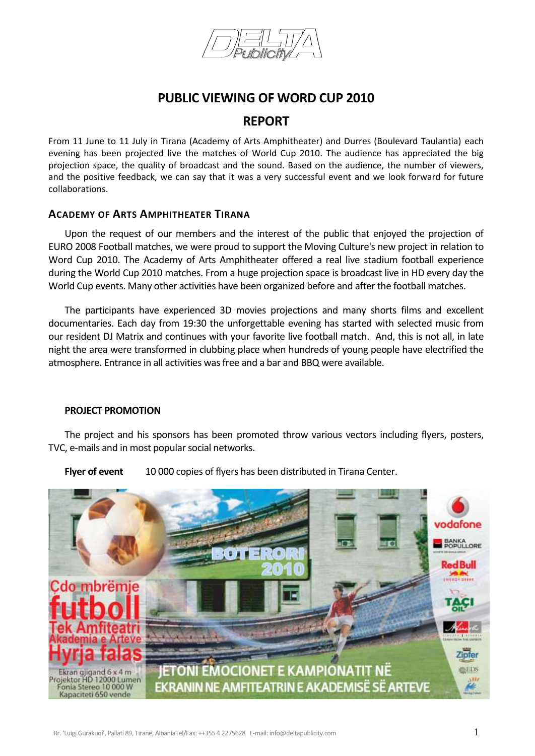# PUBLIC VIEWING OF WORD CUP 2010

## REPORT

From 11 June to 11 July in Tirana (Academy of Arts Amphitheater) and Durres (Boulevard Taulantia) each evening has been projected live the matches of World Cup 2010. The audience has appreciated the big projection space, the quality of broadcast and the sound. Based on the audience, the number of viewers, and the positive feedback, we can say that it was a very successful event and we look forward for future collaborations.

### ACADEMY OF ARTS AMPHITHEATER TIRANA

Upon the request of our members and the interest of the public that enjoyed the projection of EURO 2008 Football matches, we were proud to support the Moving Culture's new project in relation to Word Cup 2010. The Academy of Arts Amphitheater offered a real live stadium football experience during the World Cup 2010 matches. From a huge projection space is broadcast live in HD every day the World Cup events. Many other activities have been organized before and after the football matches.

The participants have experienced 3D movies projections and many shorts films and excellent documentaries. Each day from 19:30 the unforgettable evening has started with selected music from our resident DJ Matrix and continues with your favorite live football match. And, this is not all, in late night the area were transformed in clubbing place when hundreds of young people have electrified the atmosphere. Entrance in all activities was free and a bar and BBQ were available.

#### PROJECT PROMOTION

The project and his sponsors has been promoted throw various vectors including flyers, posters, TVC, e-mails and in most popular social networks.

**Flyer of event** 10 000 copies of flyers has been distributed in Tirana Center.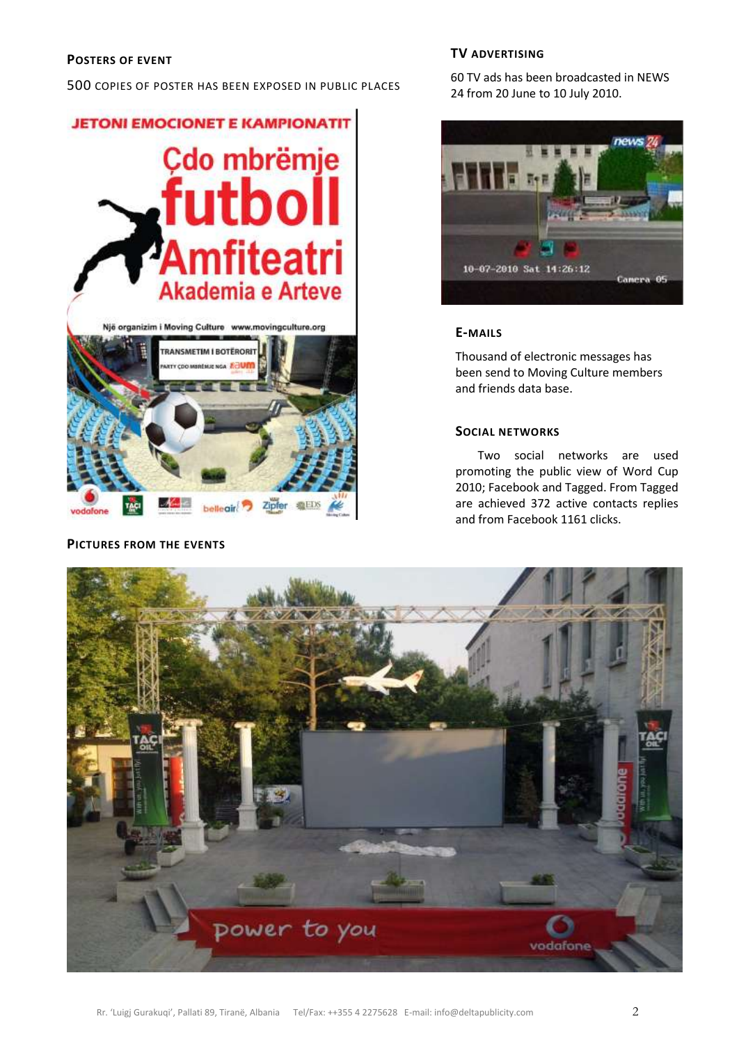## Posters of event

500 copies of poster has been exposed in public places

## TV advertising

60 TV ads has been broadcasted in NEWS 24 from 20 June to 10 July 2010.

## E-mails

Thousand of electronic messages has been send to Moving Culture members and friends data base.

## Social networks

Two social networks are used promoting the public view of Word Cup 2010; Facebook and Tagged. From Tagged are achieved 372 active contacts replies and from Facebook 1161 clicks.

## Pictures from the events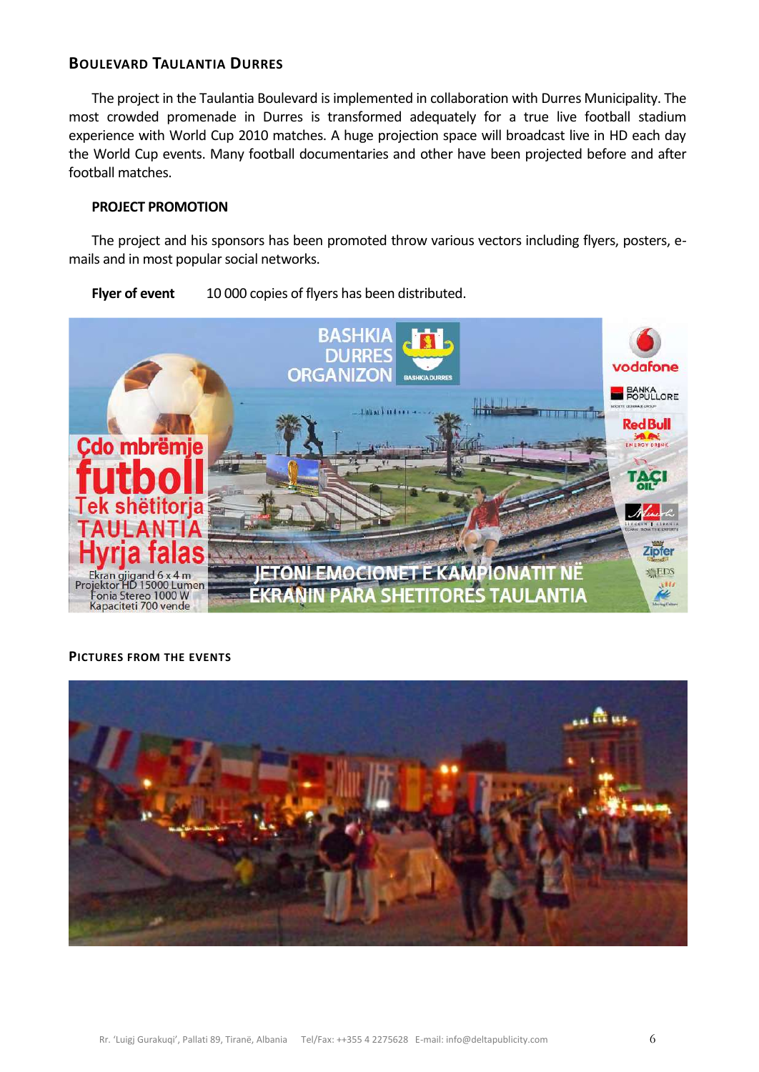## Boulevard Taulantia Durres

The project in the Taulantia Boulevard is implemented in collaboration with Durres Municipality. The most crowded promenade in Durres is transformed adequately for a true live football stadium experience with World Cup 2010 matches. A huge projection space will broadcast live in HD each day the World Cup events. Many football documentaries and other have been projected before and after football matches.

### PROJECT PROMOTION

The project and his sponsors has been promoted throw various vectors including flyers, posters, e-mails and in most popular social networks.

**Flyer of event** 10 000 copies of flyers has been distributed.

### Pictures from the events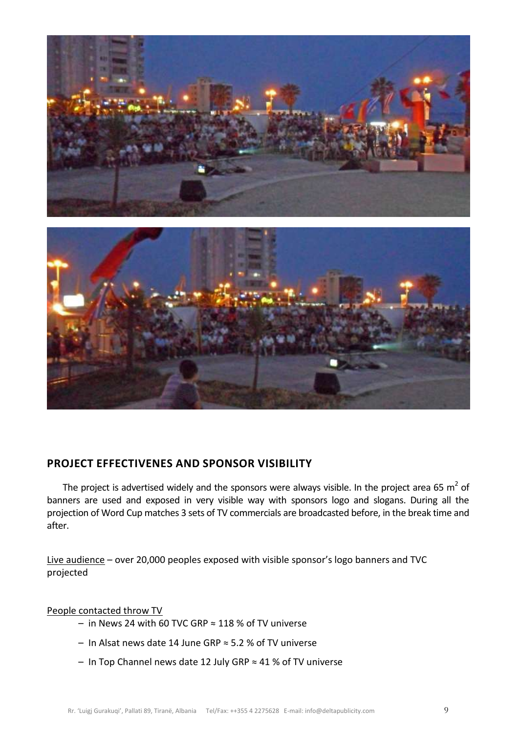## PROJECT EFFECTIVENES AND SPONSOR VISIBILITY

The project is advertised widely and the sponsors were always visible. In the project area 65 $m^2$ of banners are used and exposed in very visible way with sponsors logo and slogans. During all the projection of Word Cup matches 3 sets of TV commercials are broadcasted before, in the break time and after.

Live audience – over 20,000 peoples exposed with visible sponsor's logo banners and TVC projected

People contacted throw TV

- in News 24 with 60 TVC GRP ≈ 118 % of TV universe
- In Alsat news date 14 June GRP ≈ 5.2 % of TV universe
- In Top Channel news date 12 July GRP ≈ 41 % of TV universe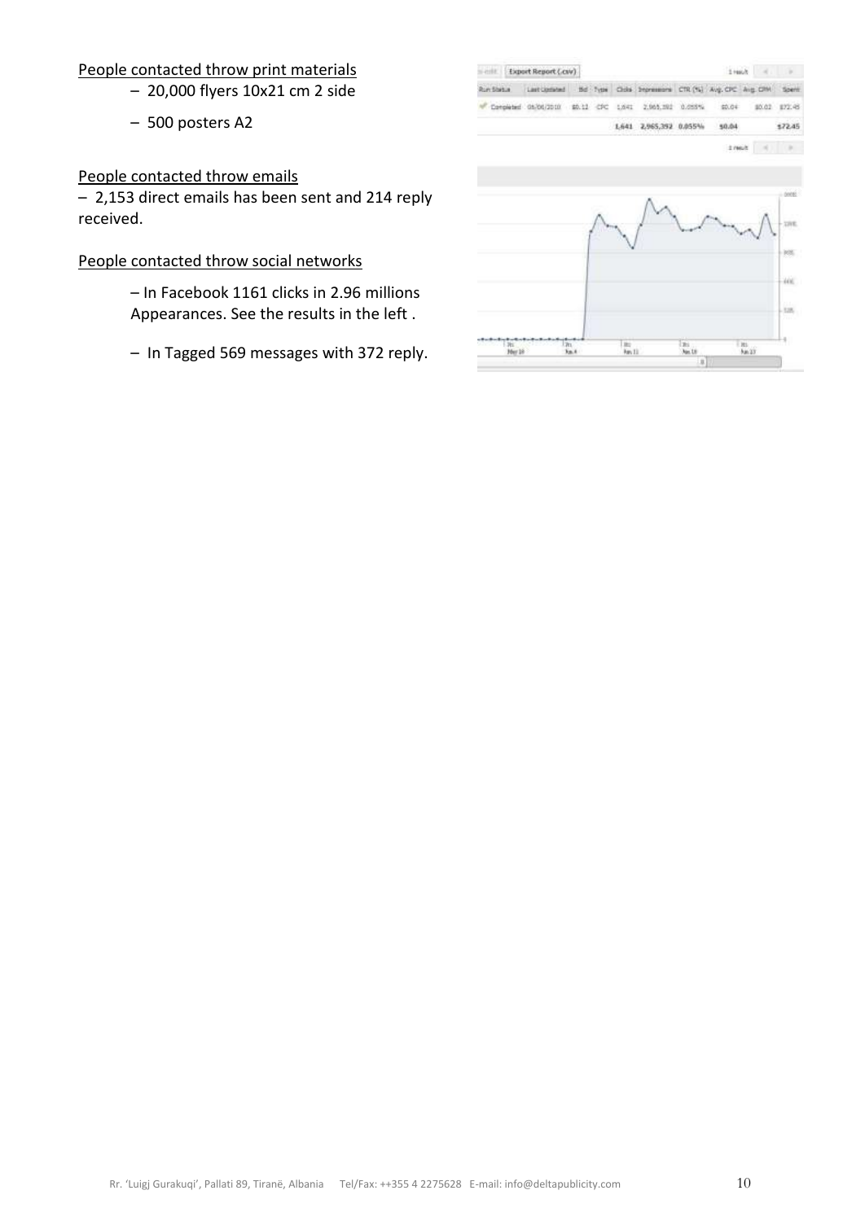People contacted throw print materials

- 20,000 flyers 10x21 cm 2 side
- 500 posters A2

People contacted throw emails

– 2,153 direct emails has been sent and 214 reply received.

People contacted throw social networks

- In Facebook 1161 clicks in 2.96 millions Appearances. See the results in the left .
- In Tagged 569 messages with 372 reply.

Export Report (.csv)

| Run Status | Last Updated | Bid | Type | Clicks | Impressions | CTR (%) | Avg. CPC | Avg. CPM | Spent |
|---|---|---|---|---|---|---|---|---|---|
| Completed | 06/06/2010 | $0.12 | CPC | 1,641 | 2,965,392 | 0.055% | $0.04 | $0.02 | $72.45 |
| | | | | 1,641 | 2,965,392 | 0.055% | $0.04 | | $72.45 |